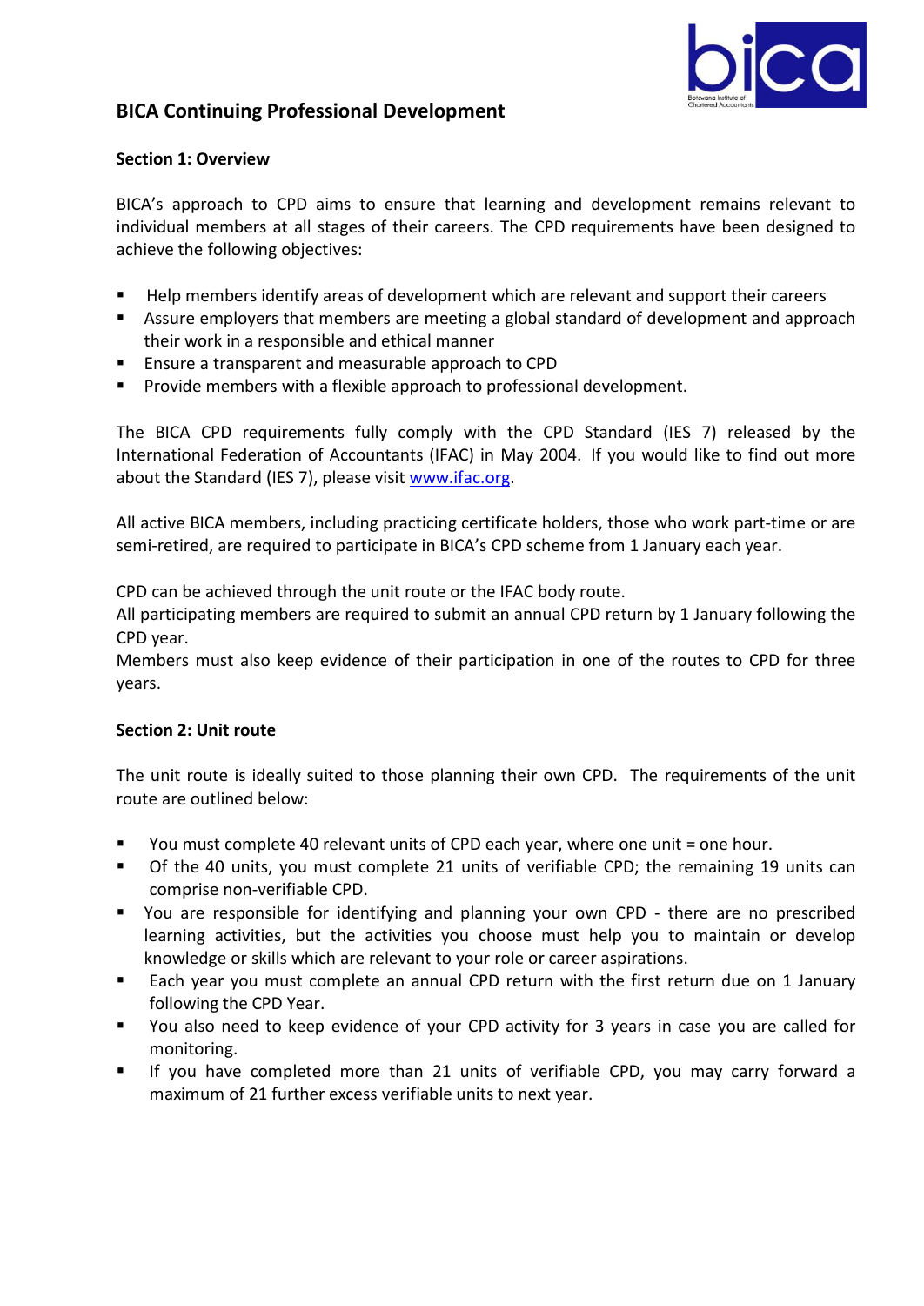# BICA Continuing Professional Development

## Section 1: Overview

BICA's approach to CPD aims to ensure that learning and development remains relevant to individual members at all stages of their careers. The CPD requirements have been designed to achieve the following objectives:

- Help members identify areas of development which are relevant and support their careers
- Assure employers that members are meeting a global standard of development and approach their work in a responsible and ethical manner
- Ensure a transparent and measurable approach to CPD
- Provide members with a flexible approach to professional development.

The BICA CPD requirements fully comply with the CPD Standard (IES 7) released by the International Federation of Accountants (IFAC) in May 2004. If you would like to find out more about the Standard (IES 7), please visit www.ifac.org.

All active BICA members, including practicing certificate holders, those who work part-time or are semi-retired, are required to participate in BICA's CPD scheme from 1 January each year.

CPD can be achieved through the unit route or the IFAC body route.
All participating members are required to submit an annual CPD return by 1 January following the CPD year.
Members must also keep evidence of their participation in one of the routes to CPD for three years.

## Section 2: Unit route

The unit route is ideally suited to those planning their own CPD. The requirements of the unit route are outlined below:

- You must complete 40 relevant units of CPD each year, where one unit = one hour.
- Of the 40 units, you must complete 21 units of verifiable CPD; the remaining 19 units can comprise non-verifiable CPD.
- You are responsible for identifying and planning your own CPD - there are no prescribed learning activities, but the activities you choose must help you to maintain or develop knowledge or skills which are relevant to your role or career aspirations.
- Each year you must complete an annual CPD return with the first return due on 1 January following the CPD Year.
- You also need to keep evidence of your CPD activity for 3 years in case you are called for monitoring.
- If you have completed more than 21 units of verifiable CPD, you may carry forward a maximum of 21 further excess verifiable units to next year.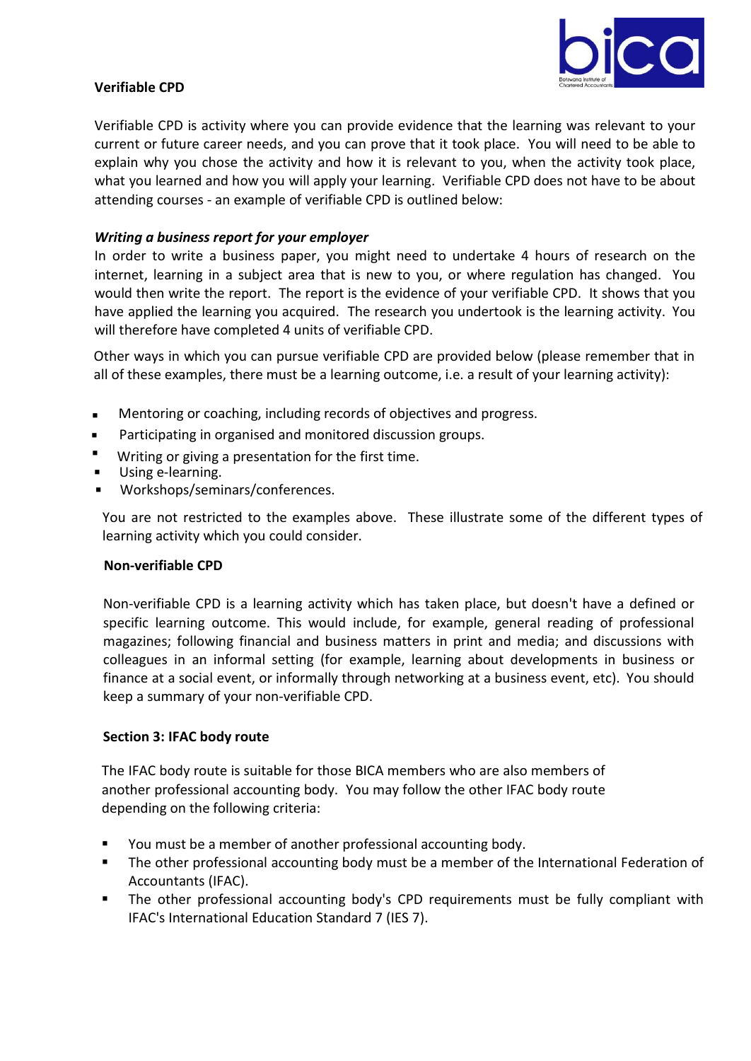### Verifiable CPD

Verifiable CPD is activity where you can provide evidence that the learning was relevant to your current or future career needs, and you can prove that it took place. You will need to be able to explain why you chose the activity and how it is relevant to you, when the activity took place, what you learned and how you will apply your learning. Verifiable CPD does not have to be about attending courses - an example of verifiable CPD is outlined below:

***Writing a business report for your employer***

In order to write a business paper, you might need to undertake 4 hours of research on the internet, learning in a subject area that is new to you, or where regulation has changed. You would then write the report. The report is the evidence of your verifiable CPD. It shows that you have applied the learning you acquired. The research you undertook is the learning activity. You will therefore have completed 4 units of verifiable CPD.

Other ways in which you can pursue verifiable CPD are provided below (please remember that in all of these examples, there must be a learning outcome, i.e. a result of your learning activity):

- Mentoring or coaching, including records of objectives and progress.
- Participating in organised and monitored discussion groups.
- Writing or giving a presentation for the first time.
- Using e-learning.
- Workshops/seminars/conferences.

You are not restricted to the examples above. These illustrate some of the different types of learning activity which you could consider.

### Non-verifiable CPD

Non-verifiable CPD is a learning activity which has taken place, but doesn't have a defined or specific learning outcome. This would include, for example, general reading of professional magazines; following financial and business matters in print and media; and discussions with colleagues in an informal setting (for example, learning about developments in business or finance at a social event, or informally through networking at a business event, etc). You should keep a summary of your non-verifiable CPD.

### Section 3: IFAC body route

The IFAC body route is suitable for those BICA members who are also members of another professional accounting body. You may follow the other IFAC body route depending on the following criteria:

- You must be a member of another professional accounting body.
- The other professional accounting body must be a member of the International Federation of Accountants (IFAC).
- The other professional accounting body's CPD requirements must be fully compliant with IFAC's International Education Standard 7 (IES 7).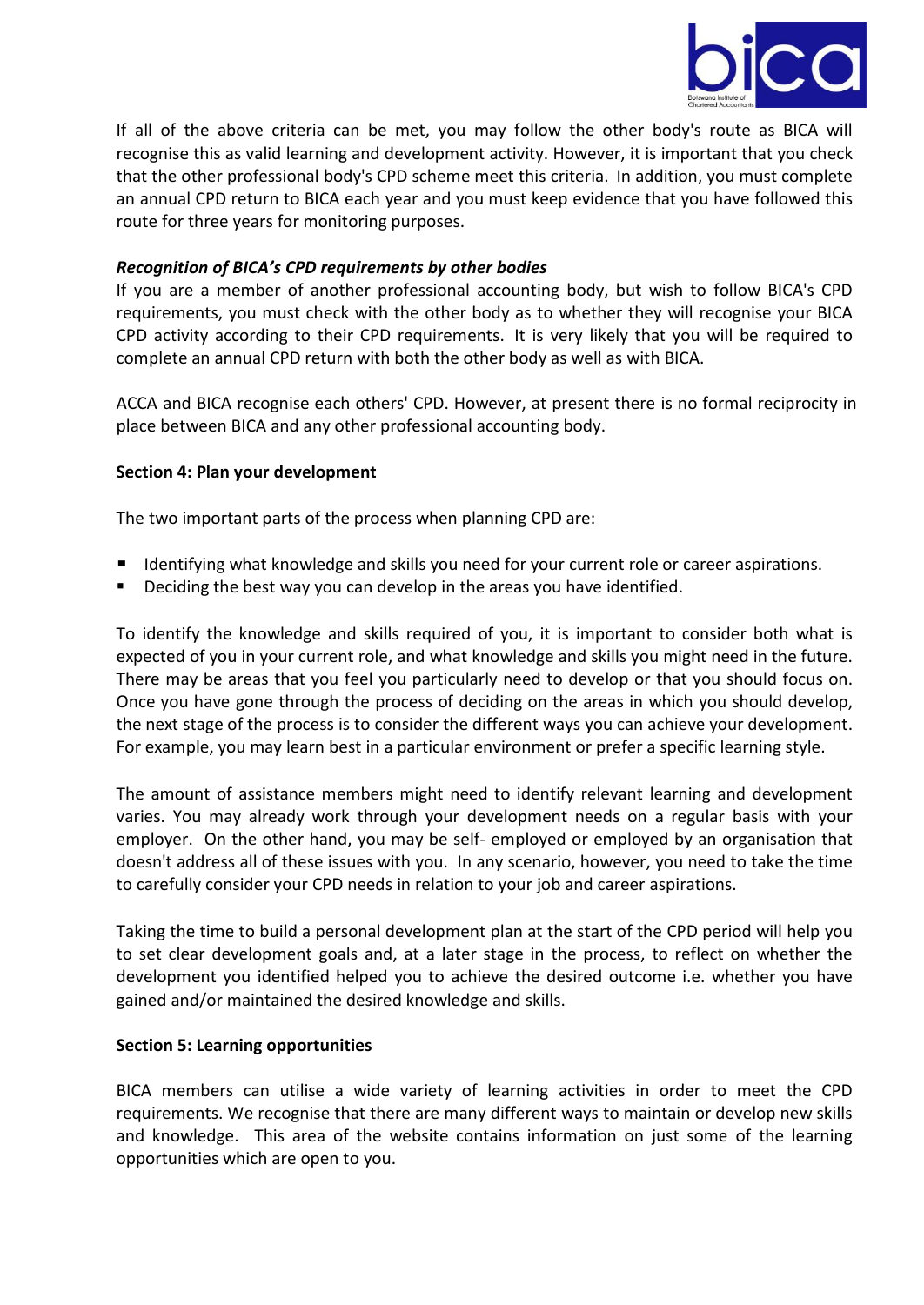If all of the above criteria can be met, you may follow the other body's route as BICA will recognise this as valid learning and development activity. However, it is important that you check that the other professional body's CPD scheme meet this criteria. In addition, you must complete an annual CPD return to BICA each year and you must keep evidence that you have followed this route for three years for monitoring purposes.

***Recognition of BICA's CPD requirements by other bodies***

If you are a member of another professional accounting body, but wish to follow BICA's CPD requirements, you must check with the other body as to whether they will recognise your BICA CPD activity according to their CPD requirements. It is very likely that you will be required to complete an annual CPD return with both the other body as well as with BICA.

ACCA and BICA recognise each others' CPD. However, at present there is no formal reciprocity in place between BICA and any other professional accounting body.

**Section 4: Plan your development**

The two important parts of the process when planning CPD are:

- Identifying what knowledge and skills you need for your current role or career aspirations.
- Deciding the best way you can develop in the areas you have identified.

To identify the knowledge and skills required of you, it is important to consider both what is expected of you in your current role, and what knowledge and skills you might need in the future. There may be areas that you feel you particularly need to develop or that you should focus on. Once you have gone through the process of deciding on the areas in which you should develop, the next stage of the process is to consider the different ways you can achieve your development. For example, you may learn best in a particular environment or prefer a specific learning style.

The amount of assistance members might need to identify relevant learning and development varies. You may already work through your development needs on a regular basis with your employer. On the other hand, you may be self- employed or employed by an organisation that doesn't address all of these issues with you. In any scenario, however, you need to take the time to carefully consider your CPD needs in relation to your job and career aspirations.

Taking the time to build a personal development plan at the start of the CPD period will help you to set clear development goals and, at a later stage in the process, to reflect on whether the development you identified helped you to achieve the desired outcome i.e. whether you have gained and/or maintained the desired knowledge and skills.

**Section 5: Learning opportunities**

BICA members can utilise a wide variety of learning activities in order to meet the CPD requirements. We recognise that there are many different ways to maintain or develop new skills and knowledge. This area of the website contains information on just some of the learning opportunities which are open to you.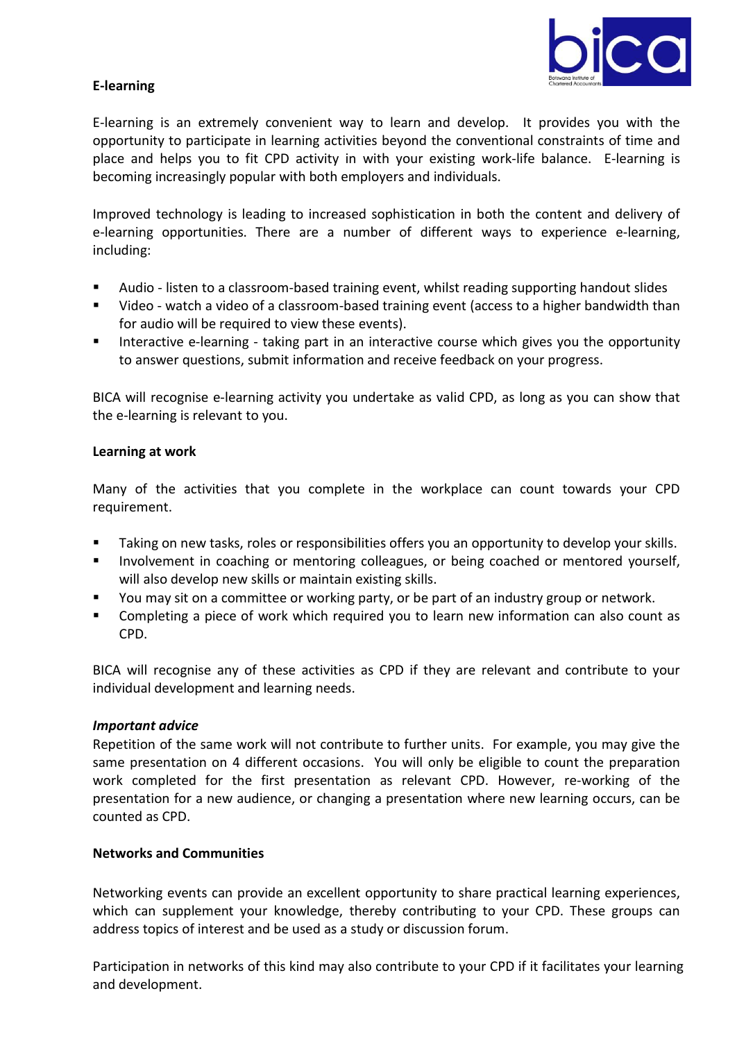**E-learning**

E-learning is an extremely convenient way to learn and develop. It provides you with the opportunity to participate in learning activities beyond the conventional constraints of time and place and helps you to fit CPD activity in with your existing work-life balance. E-learning is becoming increasingly popular with both employers and individuals.

Improved technology is leading to increased sophistication in both the content and delivery of e-learning opportunities. There are a number of different ways to experience e-learning, including:

- Audio - listen to a classroom-based training event, whilst reading supporting handout slides
- Video - watch a video of a classroom-based training event (access to a higher bandwidth than for audio will be required to view these events).
- Interactive e-learning - taking part in an interactive course which gives you the opportunity to answer questions, submit information and receive feedback on your progress.

BICA will recognise e-learning activity you undertake as valid CPD, as long as you can show that the e-learning is relevant to you.

**Learning at work**

Many of the activities that you complete in the workplace can count towards your CPD requirement.

- Taking on new tasks, roles or responsibilities offers you an opportunity to develop your skills.
- Involvement in coaching or mentoring colleagues, or being coached or mentored yourself, will also develop new skills or maintain existing skills.
- You may sit on a committee or working party, or be part of an industry group or network.
- Completing a piece of work which required you to learn new information can also count as CPD.

BICA will recognise any of these activities as CPD if they are relevant and contribute to your individual development and learning needs.

***Important advice***

Repetition of the same work will not contribute to further units. For example, you may give the same presentation on 4 different occasions. You will only be eligible to count the preparation work completed for the first presentation as relevant CPD. However, re-working of the presentation for a new audience, or changing a presentation where new learning occurs, can be counted as CPD.

**Networks and Communities**

Networking events can provide an excellent opportunity to share practical learning experiences, which can supplement your knowledge, thereby contributing to your CPD. These groups can address topics of interest and be used as a study or discussion forum.

Participation in networks of this kind may also contribute to your CPD if it facilitates your learning and development.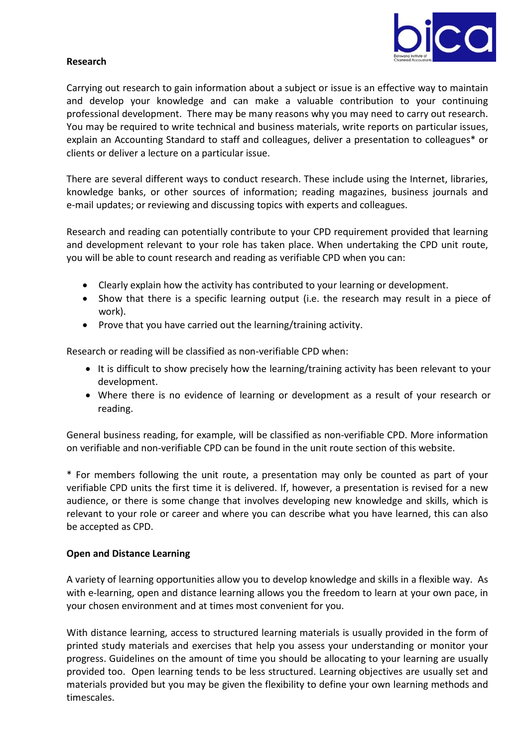## Research

Carrying out research to gain information about a subject or issue is an effective way to maintain and develop your knowledge and can make a valuable contribution to your continuing professional development. There may be many reasons why you may need to carry out research. You may be required to write technical and business materials, write reports on particular issues, explain an Accounting Standard to staff and colleagues, deliver a presentation to colleagues* or clients or deliver a lecture on a particular issue.

There are several different ways to conduct research. These include using the Internet, libraries, knowledge banks, or other sources of information; reading magazines, business journals and e-mail updates; or reviewing and discussing topics with experts and colleagues.

Research and reading can potentially contribute to your CPD requirement provided that learning and development relevant to your role has taken place. When undertaking the CPD unit route, you will be able to count research and reading as verifiable CPD when you can:

- Clearly explain how the activity has contributed to your learning or development.
- Show that there is a specific learning output (i.e. the research may result in a piece of work).
- Prove that you have carried out the learning/training activity.

Research or reading will be classified as non-verifiable CPD when:

- It is difficult to show precisely how the learning/training activity has been relevant to your development.
- Where there is no evidence of learning or development as a result of your research or reading.

General business reading, for example, will be classified as non-verifiable CPD. More information on verifiable and non-verifiable CPD can be found in the unit route section of this website.

* For members following the unit route, a presentation may only be counted as part of your verifiable CPD units the first time it is delivered. If, however, a presentation is revised for a new audience, or there is some change that involves developing new knowledge and skills, which is relevant to your role or career and where you can describe what you have learned, this can also be accepted as CPD.

## Open and Distance Learning

A variety of learning opportunities allow you to develop knowledge and skills in a flexible way. As with e-learning, open and distance learning allows you the freedom to learn at your own pace, in your chosen environment and at times most convenient for you.

With distance learning, access to structured learning materials is usually provided in the form of printed study materials and exercises that help you assess your understanding or monitor your progress. Guidelines on the amount of time you should be allocating to your learning are usually provided too. Open learning tends to be less structured. Learning objectives are usually set and materials provided but you may be given the flexibility to define your own learning methods and timescales.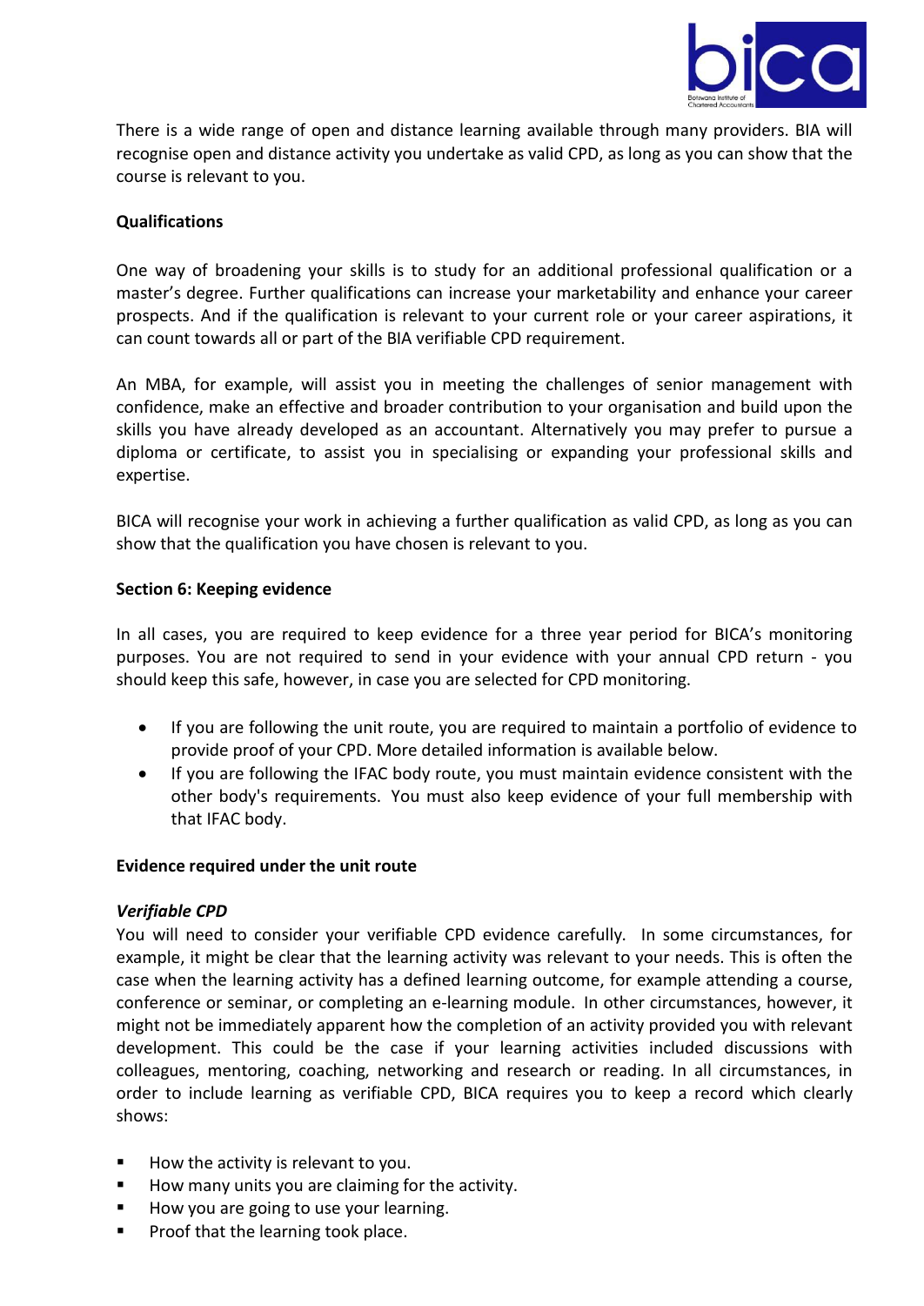There is a wide range of open and distance learning available through many providers. BIA will recognise open and distance activity you undertake as valid CPD, as long as you can show that the course is relevant to you.

**Qualifications**

One way of broadening your skills is to study for an additional professional qualification or a master's degree. Further qualifications can increase your marketability and enhance your career prospects. And if the qualification is relevant to your current role or your career aspirations, it can count towards all or part of the BIA verifiable CPD requirement.

An MBA, for example, will assist you in meeting the challenges of senior management with confidence, make an effective and broader contribution to your organisation and build upon the skills you have already developed as an accountant. Alternatively you may prefer to pursue a diploma or certificate, to assist you in specialising or expanding your professional skills and expertise.

BICA will recognise your work in achieving a further qualification as valid CPD, as long as you can show that the qualification you have chosen is relevant to you.

**Section 6: Keeping evidence**

In all cases, you are required to keep evidence for a three year period for BICA's monitoring purposes. You are not required to send in your evidence with your annual CPD return - you should keep this safe, however, in case you are selected for CPD monitoring.

- If you are following the unit route, you are required to maintain a portfolio of evidence to provide proof of your CPD. More detailed information is available below.
- If you are following the IFAC body route, you must maintain evidence consistent with the other body's requirements. You must also keep evidence of your full membership with that IFAC body.

**Evidence required under the unit route**

***Verifiable CPD***

You will need to consider your verifiable CPD evidence carefully. In some circumstances, for example, it might be clear that the learning activity was relevant to your needs. This is often the case when the learning activity has a defined learning outcome, for example attending a course, conference or seminar, or completing an e-learning module. In other circumstances, however, it might not be immediately apparent how the completion of an activity provided you with relevant development. This could be the case if your learning activities included discussions with colleagues, mentoring, coaching, networking and research or reading. In all circumstances, in order to include learning as verifiable CPD, BICA requires you to keep a record which clearly shows:

- How the activity is relevant to you.
- How many units you are claiming for the activity.
- How you are going to use your learning.
- Proof that the learning took place.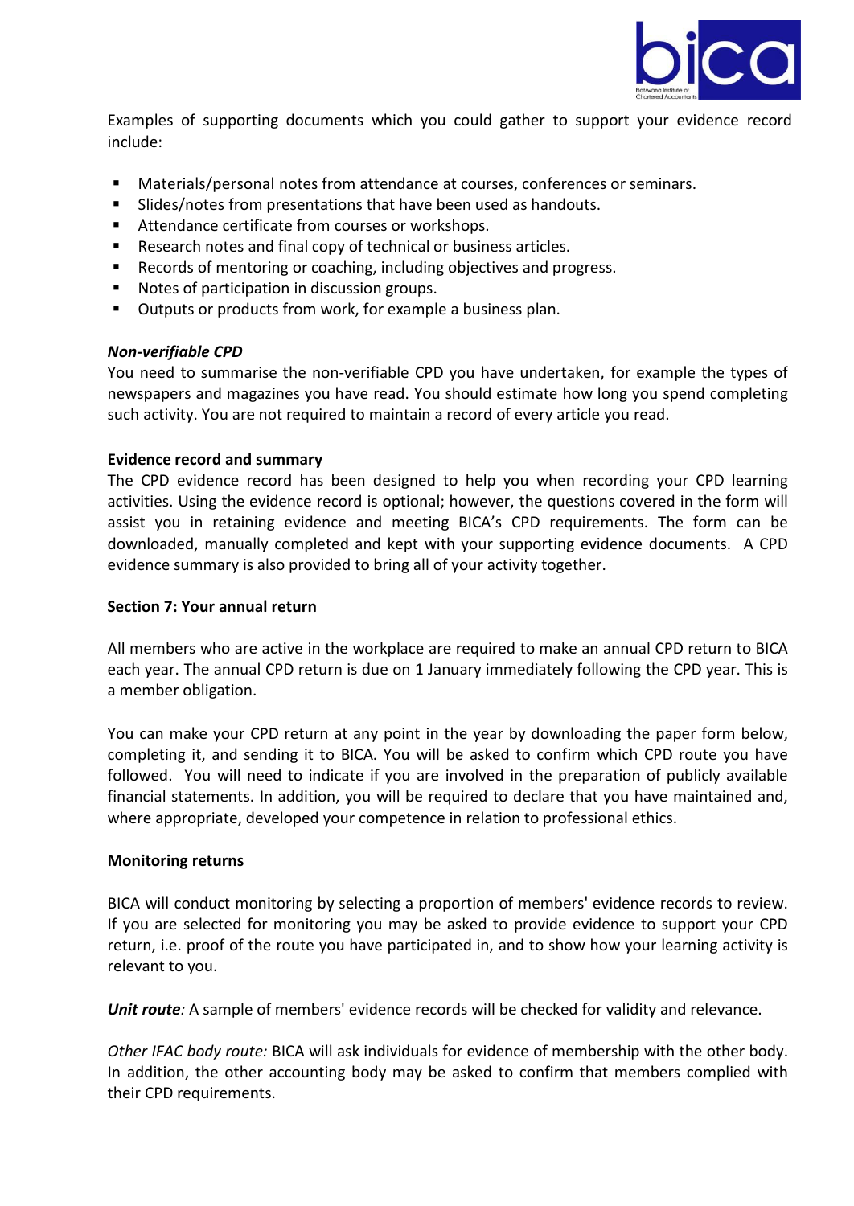Examples of supporting documents which you could gather to support your evidence record include:

- Materials/personal notes from attendance at courses, conferences or seminars.
- Slides/notes from presentations that have been used as handouts.
- Attendance certificate from courses or workshops.
- Research notes and final copy of technical or business articles.
- Records of mentoring or coaching, including objectives and progress.
- Notes of participation in discussion groups.
- Outputs or products from work, for example a business plan.

***Non-verifiable CPD***

You need to summarise the non-verifiable CPD you have undertaken, for example the types of newspapers and magazines you have read. You should estimate how long you spend completing such activity. You are not required to maintain a record of every article you read.

**Evidence record and summary**

The CPD evidence record has been designed to help you when recording your CPD learning activities. Using the evidence record is optional; however, the questions covered in the form will assist you in retaining evidence and meeting BICA's CPD requirements. The form can be downloaded, manually completed and kept with your supporting evidence documents. A CPD evidence summary is also provided to bring all of your activity together.

**Section 7: Your annual return**

All members who are active in the workplace are required to make an annual CPD return to BICA each year. The annual CPD return is due on 1 January immediately following the CPD year. This is a member obligation.

You can make your CPD return at any point in the year by downloading the paper form below, completing it, and sending it to BICA. You will be asked to confirm which CPD route you have followed. You will need to indicate if you are involved in the preparation of publicly available financial statements. In addition, you will be required to declare that you have maintained and, where appropriate, developed your competence in relation to professional ethics.

**Monitoring returns**

BICA will conduct monitoring by selecting a proportion of members' evidence records to review. If you are selected for monitoring you may be asked to provide evidence to support your CPD return, i.e. proof of the route you have participated in, and to show how your learning activity is relevant to you.

***Unit route****:* A sample of members' evidence records will be checked for validity and relevance.

*Other IFAC body route:* BICA will ask individuals for evidence of membership with the other body. In addition, the other accounting body may be asked to confirm that members complied with their CPD requirements.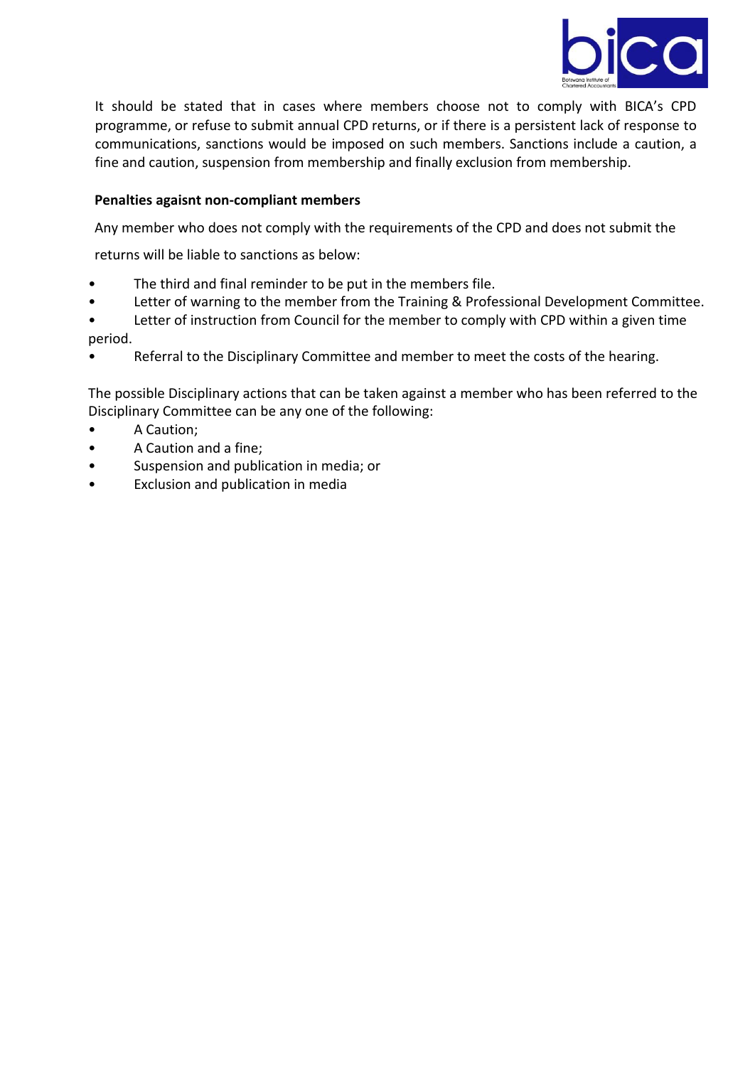It should be stated that in cases where members choose not to comply with BICA's CPD programme, or refuse to submit annual CPD returns, or if there is a persistent lack of response to communications, sanctions would be imposed on such members. Sanctions include a caution, a fine and caution, suspension from membership and finally exclusion from membership.

**Penalties agaisnt non-compliant members**

Any member who does not comply with the requirements of the CPD and does not submit the returns will be liable to sanctions as below:

- The third and final reminder to be put in the members file.
- Letter of warning to the member from the Training & Professional Development Committee.
- Letter of instruction from Council for the member to comply with CPD within a given time period.
- Referral to the Disciplinary Committee and member to meet the costs of the hearing.

The possible Disciplinary actions that can be taken against a member who has been referred to the Disciplinary Committee can be any one of the following:

- A Caution;
- A Caution and a fine;
- Suspension and publication in media; or
- Exclusion and publication in media